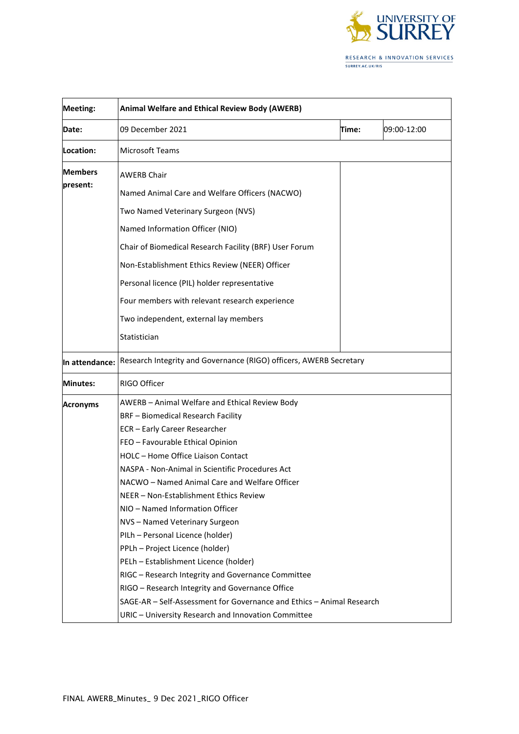| Meeting: | **Animal Welfare and Ethical Review Body (AWERB)** | | |
|---|---|---|---|
| **Date:** | 09 December 2021 | **Time:** | 09:00-12:00 |
| **Location:** | Microsoft Teams | | |
| **Members present:** | AWERB Chair<br>Named Animal Care and Welfare Officers (NACWO)<br>Two Named Veterinary Surgeon (NVS)<br>Named Information Officer (NIO)<br>Chair of Biomedical Research Facility (BRF) User Forum<br>Non-Establishment Ethics Review (NEER) Officer<br>Personal licence (PIL) holder representative<br>Four members with relevant research experience<br>Two independent, external lay members<br>Statistician | | |
| **In attendance:** | Research Integrity and Governance (RIGO) officers, AWERB Secretary | | |
| **Minutes:** | RIGO Officer | | |
| **Acronyms** | AWERB – Animal Welfare and Ethical Review Body<br>BRF – Biomedical Research Facility<br>ECR – Early Career Researcher<br>FEO – Favourable Ethical Opinion<br>HOLC – Home Office Liaison Contact<br>NASPA - Non-Animal in Scientific Procedures Act<br>NACWO – Named Animal Care and Welfare Officer<br>NEER – Non-Establishment Ethics Review<br>NIO – Named Information Officer<br>NVS – Named Veterinary Surgeon<br>PILh – Personal Licence (holder)<br>PPLh – Project Licence (holder)<br>PELh – Establishment Licence (holder)<br>RIGC – Research Integrity and Governance Committee<br>RIGO – Research Integrity and Governance Office<br>SAGE-AR – Self-Assessment for Governance and Ethics – Animal Research<br>URIC – University Research and Innovation Committee | | |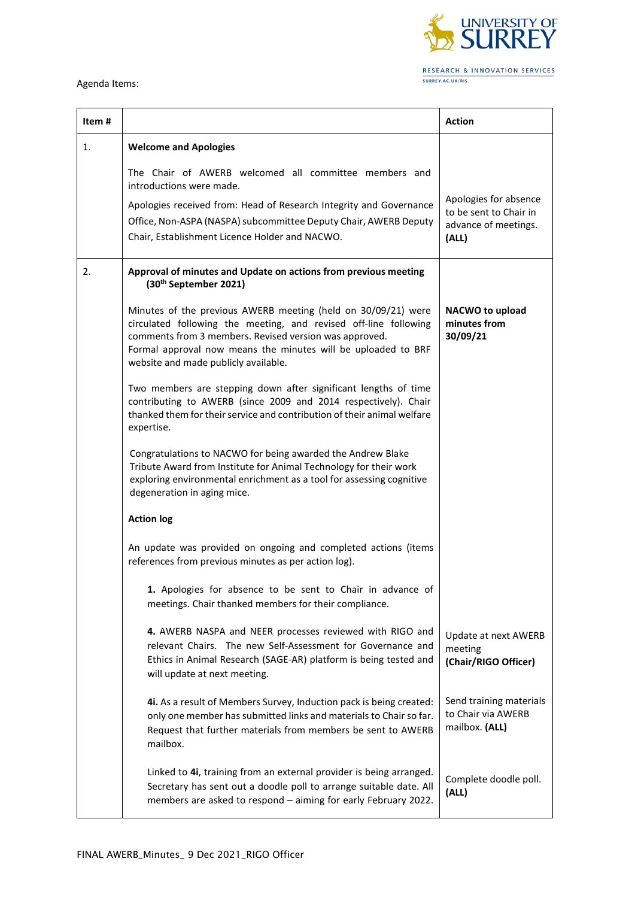Agenda Items:

| Item # | | Action |
|---|---|---|
| 1. | **Welcome and Apologies**<br><br>The Chair of AWERB welcomed all committee members and introductions were made.<br>Apologies received from: Head of Research Integrity and Governance Office, Non-ASPA (NASPA) subcommittee Deputy Chair, AWERB Deputy Chair, Establishment Licence Holder and NACWO. | Apologies for absence to be sent to Chair in advance of meetings. **(ALL)** |
| 2. | **Approval of minutes and Update on actions from previous meeting (30th September 2021)**<br><br>Minutes of the previous AWERB meeting (held on 30/09/21) were circulated following the meeting, and revised off-line following comments from 3 members. Revised version was approved.<br>Formal approval now means the minutes will be uploaded to BRF website and made publicly available. | **NACWO to upload minutes from 30/09/21** |
| | Two members are stepping down after significant lengths of time contributing to AWERB (since 2009 and 2014 respectively). Chair thanked them for their service and contribution of their animal welfare expertise. | |
| | Congratulations to NACWO for being awarded the Andrew Blake Tribute Award from Institute for Animal Technology for their work exploring environmental enrichment as a tool for assessing cognitive degeneration in aging mice. | |
| | **Action log**<br><br>An update was provided on ongoing and completed actions (items references from previous minutes as per action log). | |
| | **1.** Apologies for absence to be sent to Chair in advance of meetings. Chair thanked members for their compliance. | |
| | **4.** AWERB NASPA and NEER processes reviewed with RIGO and relevant Chairs. The new Self-Assessment for Governance and Ethics in Animal Research (SAGE-AR) platform is being tested and will update at next meeting. | Update at next AWERB meeting **(Chair/RIGO Officer)** |
| | **4i.** As a result of Members Survey, Induction pack is being created: only one member has submitted links and materials to Chair so far. Request that further materials from members be sent to AWERB mailbox. | Send training materials to Chair via AWERB mailbox. **(ALL)** |
| | Linked to **4i**, training from an external provider is being arranged. Secretary has sent out a doodle poll to arrange suitable date. All members are asked to respond – aiming for early February 2022. | Complete doodle poll. **(ALL)** |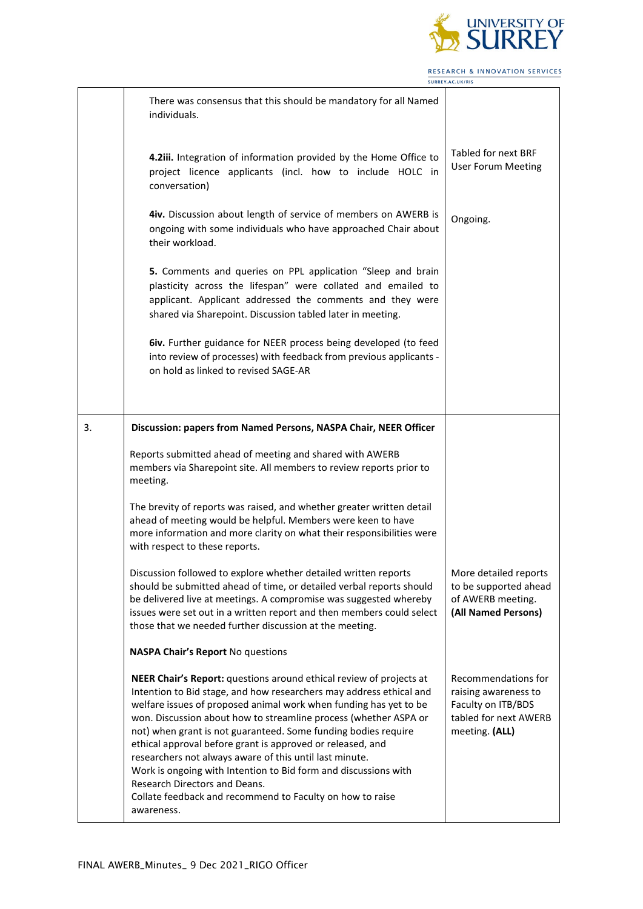| | | |
|---|---|---|
| | There was consensus that this should be mandatory for all Named individuals. | |
| | **4.2iii.** Integration of information provided by the Home Office to project licence applicants (incl. how to include HOLC in conversation) | Tabled for next BRF User Forum Meeting |
| | **4iv.** Discussion about length of service of members on AWERB is ongoing with some individuals who have approached Chair about their workload. | Ongoing. |
| | **5.** Comments and queries on PPL application "Sleep and brain plasticity across the lifespan" were collated and emailed to applicant. Applicant addressed the comments and they were shared via Sharepoint. Discussion tabled later in meeting. | |
| | **6iv.** Further guidance for NEER process being developed (to feed into review of processes) with feedback from previous applicants - on hold as linked to revised SAGE-AR | |
| 3. | **Discussion: papers from Named Persons, NASPA Chair, NEER Officer** | |
| | Reports submitted ahead of meeting and shared with AWERB members via Sharepoint site. All members to review reports prior to meeting. | |
| | The brevity of reports was raised, and whether greater written detail ahead of meeting would be helpful. Members were keen to have more information and more clarity on what their responsibilities were with respect to these reports. | |
| | Discussion followed to explore whether detailed written reports should be submitted ahead of time, or detailed verbal reports should be delivered live at meetings. A compromise was suggested whereby issues were set out in a written report and then members could select those that we needed further discussion at the meeting. | More detailed reports to be supported ahead of AWERB meeting. **(All Named Persons)** |
| | **NASPA Chair's Report** No questions | |
| | **NEER Chair's Report:** questions around ethical review of projects at Intention to Bid stage, and how researchers may address ethical and welfare issues of proposed animal work when funding has yet to be won. Discussion about how to streamline process (whether ASPA or not) when grant is not guaranteed. Some funding bodies require ethical approval before grant is approved or released, and researchers not always aware of this until last minute.<br>Work is ongoing with Intention to Bid form and discussions with Research Directors and Deans.<br>Collate feedback and recommend to Faculty on how to raise awareness. | Recommendations for raising awareness to Faculty on ITB/BDS tabled for next AWERB meeting. **(ALL)** |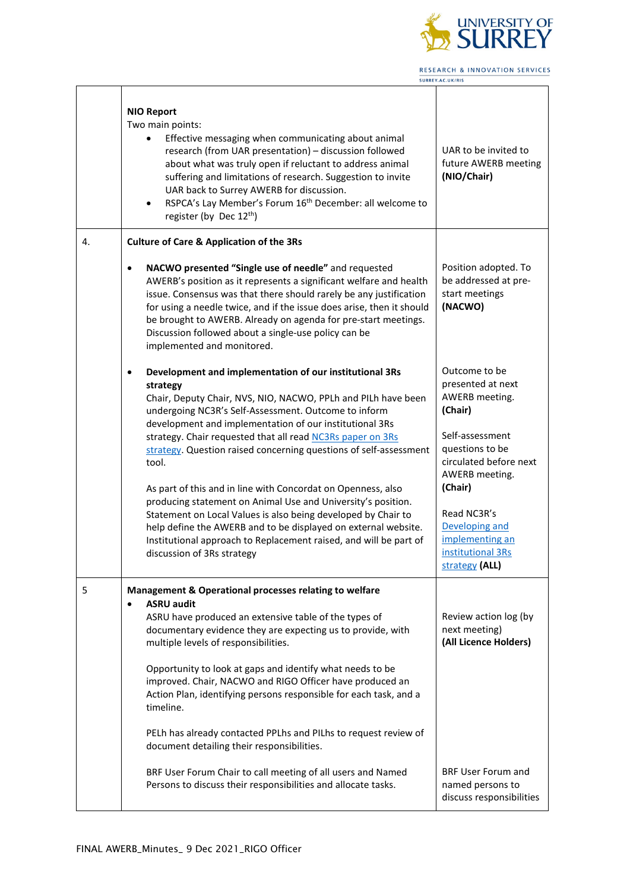| | | |
|---|---|---|
| | **NIO Report**<br>Two main points:<br>• Effective messaging when communicating about animal research (from UAR presentation) – discussion followed about what was truly open if reluctant to address animal suffering and limitations of research. Suggestion to invite UAR back to Surrey AWERB for discussion.<br>• RSPCA's Lay Member's Forum 16th December: all welcome to register (by Dec 12th) | UAR to be invited to future AWERB meeting **(NIO/Chair)** |
| 4. | **Culture of Care & Application of the 3Rs**<br><br>• **NACWO presented "Single use of needle"** and requested AWERB's position as it represents a significant welfare and health issue. Consensus was that there should rarely be any justification for using a needle twice, and if the issue does arise, then it should be brought to AWERB. Already on agenda for pre-start meetings. Discussion followed about a single-use policy can be implemented and monitored.<br><br>• **Development and implementation of our institutional 3Rs strategy**<br>Chair, Deputy Chair, NVS, NIO, NACWO, PPLh and PILh have been undergoing NC3R's Self-Assessment. Outcome to inform development and implementation of our institutional 3Rs strategy. Chair requested that all read NC3Rs paper on 3Rs strategy. Question raised concerning questions of self-assessment tool.<br><br>As part of this and in line with Concordat on Openness, also producing statement on Animal Use and University's position. Statement on Local Values is also being developed by Chair to help define the AWERB and to be displayed on external website. Institutional approach to Replacement raised, and will be part of discussion of 3Rs strategy | Position adopted. To be addressed at pre-start meetings **(NACWO)**<br><br>Outcome to be presented at next AWERB meeting. **(Chair)**<br><br>Self-assessment questions to be circulated before next AWERB meeting. **(Chair)**<br><br>Read NC3R's Developing and implementing an institutional 3Rs strategy **(ALL)** |
| 5 | **Management & Operational processes relating to welfare**<br>• **ASRU audit**<br>ASRU have produced an extensive table of the types of documentary evidence they are expecting us to provide, with multiple levels of responsibilities.<br><br>Opportunity to look at gaps and identify what needs to be improved. Chair, NACWO and RIGO Officer have produced an Action Plan, identifying persons responsible for each task, and a timeline.<br><br>PELh has already contacted PPLhs and PILhs to request review of document detailing their responsibilities.<br><br>BRF User Forum Chair to call meeting of all users and Named Persons to discuss their responsibilities and allocate tasks. | Review action log (by next meeting) **(All Licence Holders)**<br><br>BRF User Forum and named persons to discuss responsibilities |

FINAL AWERB_Minutes_ 9 Dec 2021_RIGO Officer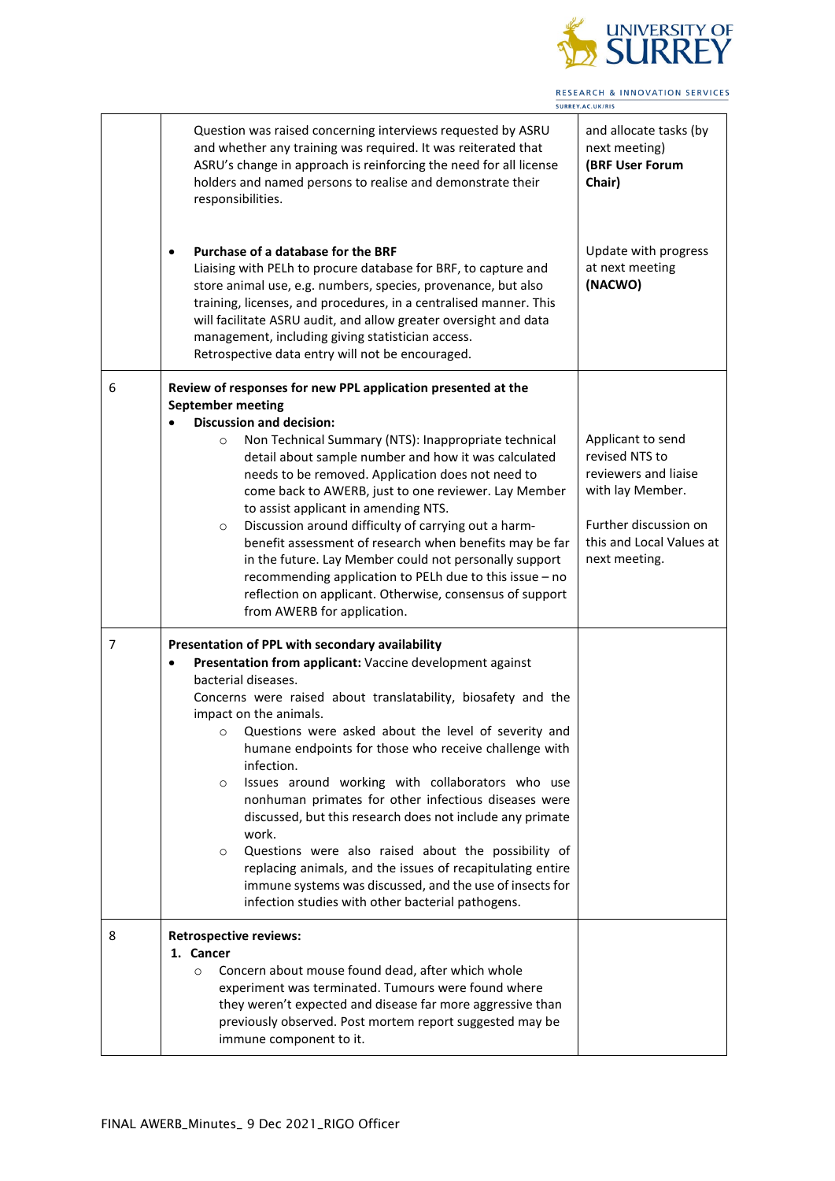| | | |
|---|---|---|
| | Question was raised concerning interviews requested by ASRU and whether any training was required. It was reiterated that ASRU's change in approach is reinforcing the need for all license holders and named persons to realise and demonstrate their responsibilities.<br><br>• **Purchase of a database for the BRF**<br>Liaising with PELh to procure database for BRF, to capture and store animal use, e.g. numbers, species, provenance, but also training, licenses, and procedures, in a centralised manner. This will facilitate ASRU audit, and allow greater oversight and data management, including giving statistician access. Retrospective data entry will not be encouraged. | and allocate tasks (by next meeting) **(BRF User Forum Chair)**<br><br>Update with progress at next meeting **(NACWO)** |
| 6 | **Review of responses for new PPL application presented at the September meeting**<br>• **Discussion and decision:**<br>○ Non Technical Summary (NTS): Inappropriate technical detail about sample number and how it was calculated needs to be removed. Application does not need to come back to AWERB, just to one reviewer. Lay Member to assist applicant in amending NTS.<br>○ Discussion around difficulty of carrying out a harm-benefit assessment of research when benefits may be far in the future. Lay Member could not personally support recommending application to PELh due to this issue – no reflection on applicant. Otherwise, consensus of support from AWERB for application. | Applicant to send revised NTS to reviewers and liaise with lay Member.<br><br>Further discussion on this and Local Values at next meeting. |
| 7 | **Presentation of PPL with secondary availability**<br>• **Presentation from applicant:** Vaccine development against bacterial diseases.<br>Concerns were raised about translatability, biosafety and the impact on the animals.<br>○ Questions were asked about the level of severity and humane endpoints for those who receive challenge with infection.<br>○ Issues around working with collaborators who use nonhuman primates for other infectious diseases were discussed, but this research does not include any primate work.<br>○ Questions were also raised about the possibility of replacing animals, and the issues of recapitulating entire immune systems was discussed, and the use of insects for infection studies with other bacterial pathogens. | |
| 8 | **Retrospective reviews:**<br>**1. Cancer**<br>○ Concern about mouse found dead, after which whole experiment was terminated. Tumours were found where they weren't expected and disease far more aggressive than previously observed. Post mortem report suggested may be immune component to it. | |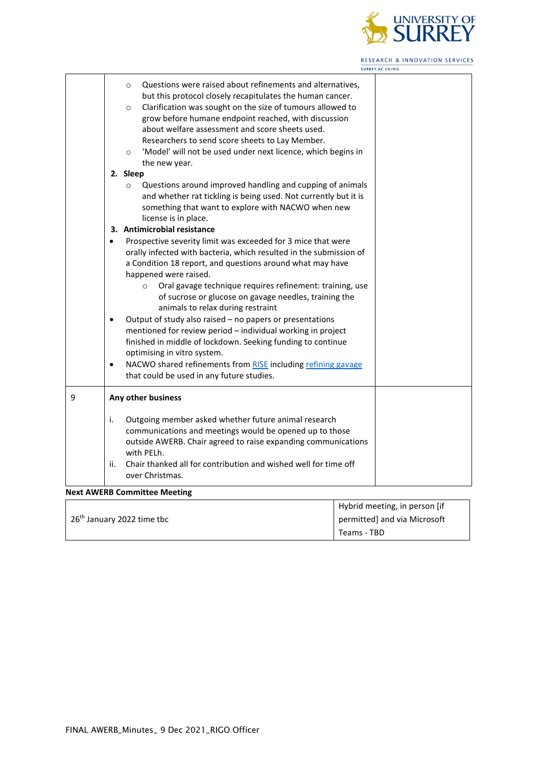| | | |
|---|---|---|
| | ○ Questions were raised about refinements and alternatives, but this protocol closely recapitulates the human cancer.<br>○ Clarification was sought on the size of tumours allowed to grow before humane endpoint reached, with discussion about welfare assessment and score sheets used. Researchers to send score sheets to Lay Member.<br>○ 'Model' will not be used under next licence, which begins in the new year.<br>**2. Sleep**<br>○ Questions around improved handling and cupping of animals and whether rat tickling is being used. Not currently but it is something that want to explore with NACWO when new license is in place.<br>**3. Antimicrobial resistance**<br>• Prospective severity limit was exceeded for 3 mice that were orally infected with bacteria, which resulted in the submission of a Condition 18 report, and questions around what may have happened were raised.<br>○ Oral gavage technique requires refinement: training, use of sucrose or glucose on gavage needles, training the animals to relax during restraint<br>• Output of study also raised – no papers or presentations mentioned for review period – individual working in project finished in middle of lockdown. Seeking funding to continue optimising in vitro system.<br>• NACWO shared refinements from RISE including refining gavage that could be used in any future studies. | |
| 9 | **Any other business**<br><br>i. Outgoing member asked whether future animal research communications and meetings would be opened up to those outside AWERB. Chair agreed to raise expanding communications with PELh.<br>ii. Chair thanked all for contribution and wished well for time off over Christmas. | |

**Next AWERB Committee Meeting**

| | |
|---|---|
| 26th January 2022 time tbc | Hybrid meeting, in person [if permitted] and via Microsoft Teams - TBD |